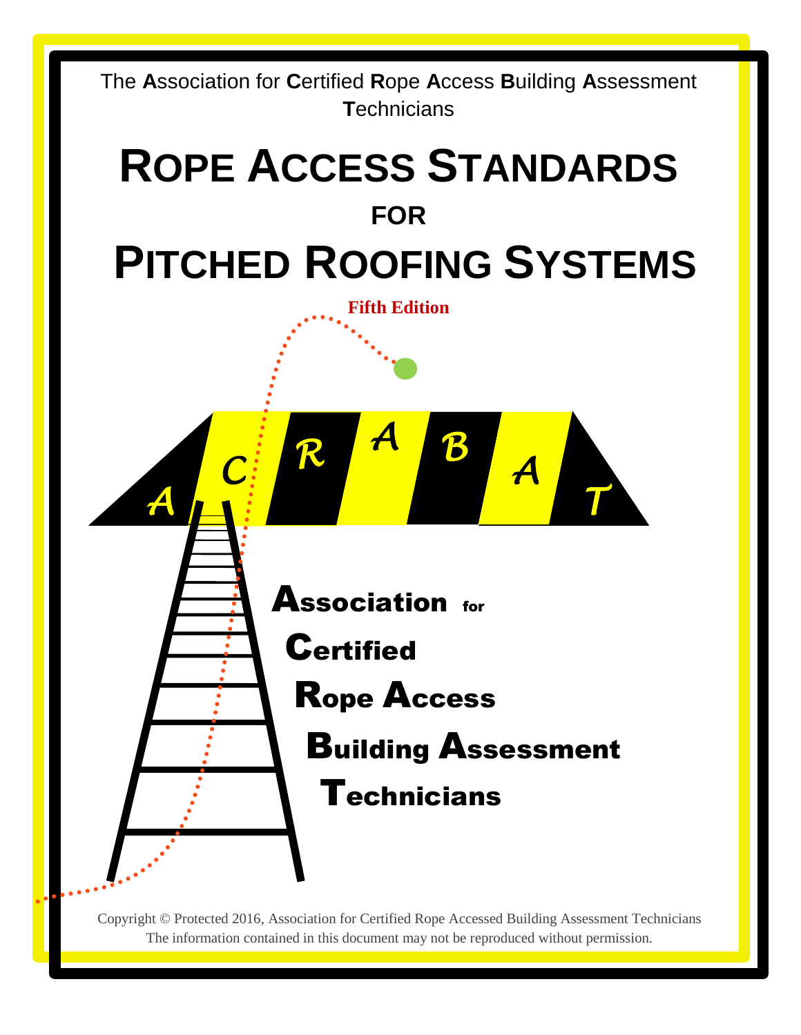The Association for Certified Rope Access Building Assessment Technicians

# ROPE ACCESS STANDARDS FOR PITCHED ROOFING SYSTEMS

**Fifth Edition**

A C R A B A T

**Association for Certified Rope Access Building Assessment Technicians**

Copyright © Protected 2016, Association for Certified Rope Accessed Building Assessment Technicians
The information contained in this document may not be reproduced without permission.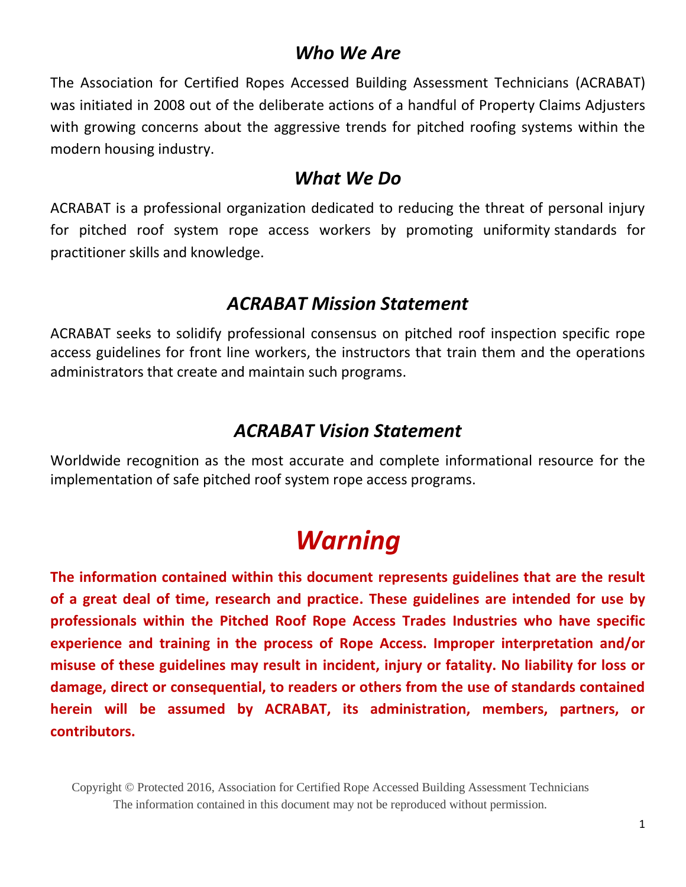## *Who We Are*

The Association for Certified Ropes Accessed Building Assessment Technicians (ACRABAT) was initiated in 2008 out of the deliberate actions of a handful of Property Claims Adjusters with growing concerns about the aggressive trends for pitched roofing systems within the modern housing industry.

## *What We Do*

ACRABAT is a professional organization dedicated to reducing the threat of personal injury for pitched roof system rope access workers by promoting uniformity standards for practitioner skills and knowledge.

## *ACRABAT Mission Statement*

ACRABAT seeks to solidify professional consensus on pitched roof inspection specific rope access guidelines for front line workers, the instructors that train them and the operations administrators that create and maintain such programs.

## *ACRABAT Vision Statement*

Worldwide recognition as the most accurate and complete informational resource for the implementation of safe pitched roof system rope access programs.

# *Warning*

**The information contained within this document represents guidelines that are the result of a great deal of time, research and practice. These guidelines are intended for use by professionals within the Pitched Roof Rope Access Trades Industries who have specific experience and training in the process of Rope Access. Improper interpretation and/or misuse of these guidelines may result in incident, injury or fatality. No liability for loss or damage, direct or consequential, to readers or others from the use of standards contained herein will be assumed by ACRABAT, its administration, members, partners, or contributors.**

Copyright © Protected 2016, Association for Certified Rope Accessed Building Assessment Technicians
The information contained in this document may not be reproduced without permission.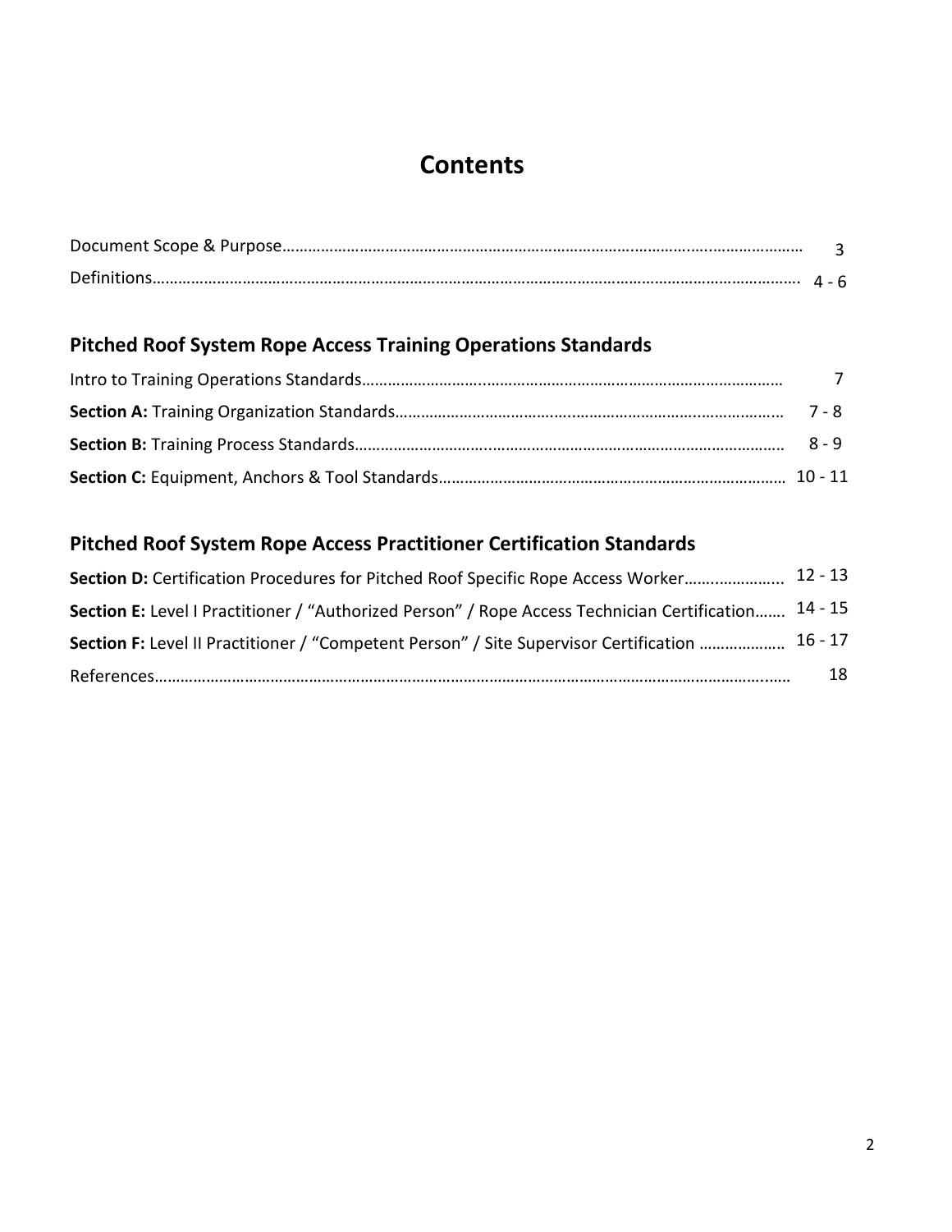# Contents

Document Scope & Purpose………………………………………………………………………………………………………… 3
Definitions…………………………………………………………………………………………………………………………………… 4 - 6

## Pitched Roof System Rope Access Training Operations Standards

Intro to Training Operations Standards……………………………………………………………………………………… 7
**Section A:** Training Organization Standards………………………………………………………………………………… 7 - 8
**Section B:** Training Process Standards……………………………………………………………………………………… 8 - 9
**Section C:** Equipment, Anchors & Tool Standards………………………………………………………………………… 10 - 11

## Pitched Roof System Rope Access Practitioner Certification Standards

**Section D:** Certification Procedures for Pitched Roof Specific Rope Access Worker………………….. 12 - 13
**Section E:** Level I Practitioner / "Authorized Person" / Rope Access Technician Certification……. 14 - 15
**Section F:** Level II Practitioner / "Competent Person" / Site Supervisor Certification ………………. 16 - 17
References……………………………………………………………………………………………………………………………… 18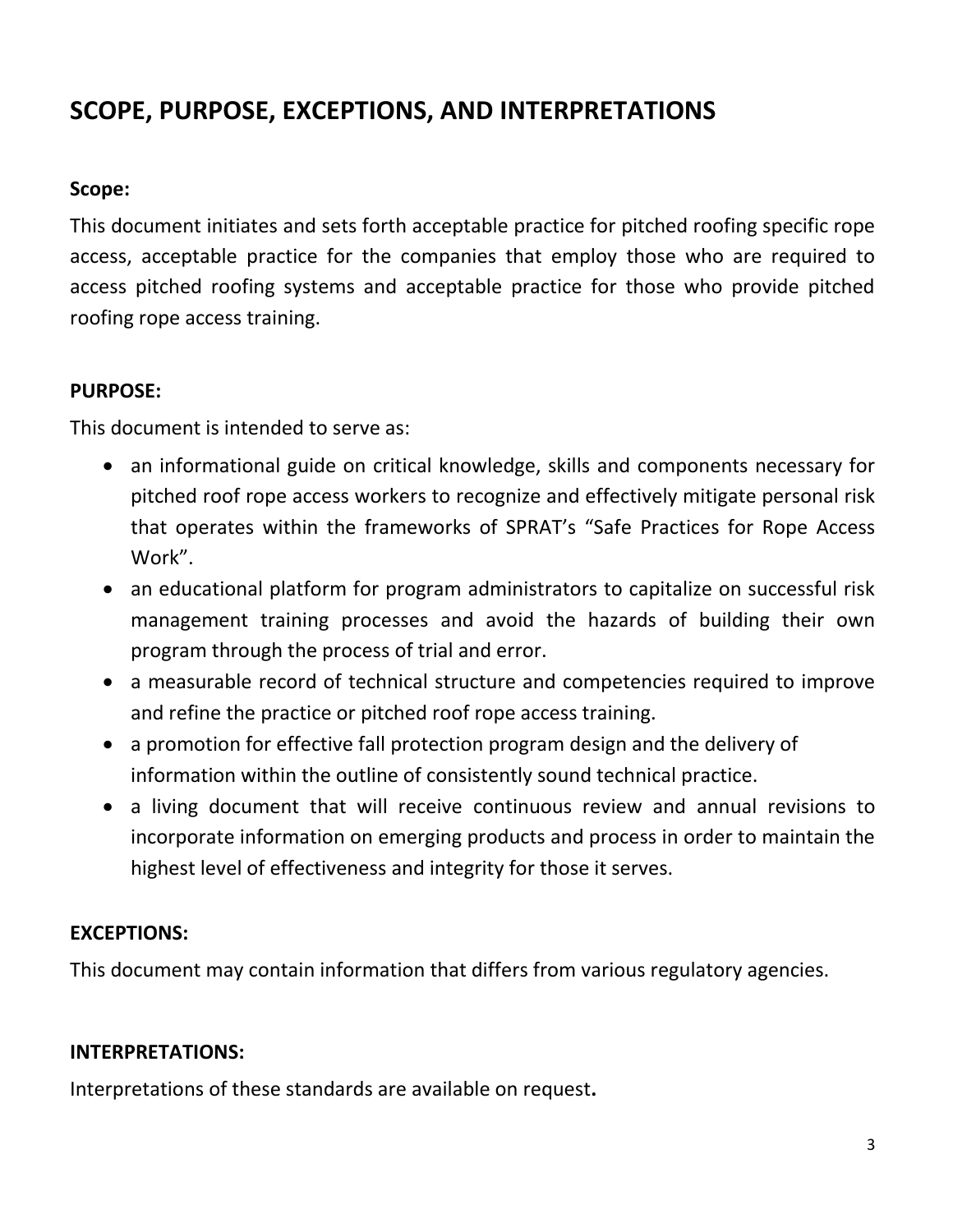# SCOPE, PURPOSE, EXCEPTIONS, AND INTERPRETATIONS

**Scope:**

This document initiates and sets forth acceptable practice for pitched roofing specific rope access, acceptable practice for the companies that employ those who are required to access pitched roofing systems and acceptable practice for those who provide pitched roofing rope access training.

**PURPOSE:**

This document is intended to serve as:

- an informational guide on critical knowledge, skills and components necessary for pitched roof rope access workers to recognize and effectively mitigate personal risk that operates within the frameworks of SPRAT's "Safe Practices for Rope Access Work".
- an educational platform for program administrators to capitalize on successful risk management training processes and avoid the hazards of building their own program through the process of trial and error.
- a measurable record of technical structure and competencies required to improve and refine the practice or pitched roof rope access training.
- a promotion for effective fall protection program design and the delivery of information within the outline of consistently sound technical practice.
- a living document that will receive continuous review and annual revisions to incorporate information on emerging products and process in order to maintain the highest level of effectiveness and integrity for those it serves.

**EXCEPTIONS:**

This document may contain information that differs from various regulatory agencies.

**INTERPRETATIONS:**

Interpretations of these standards are available on request**.**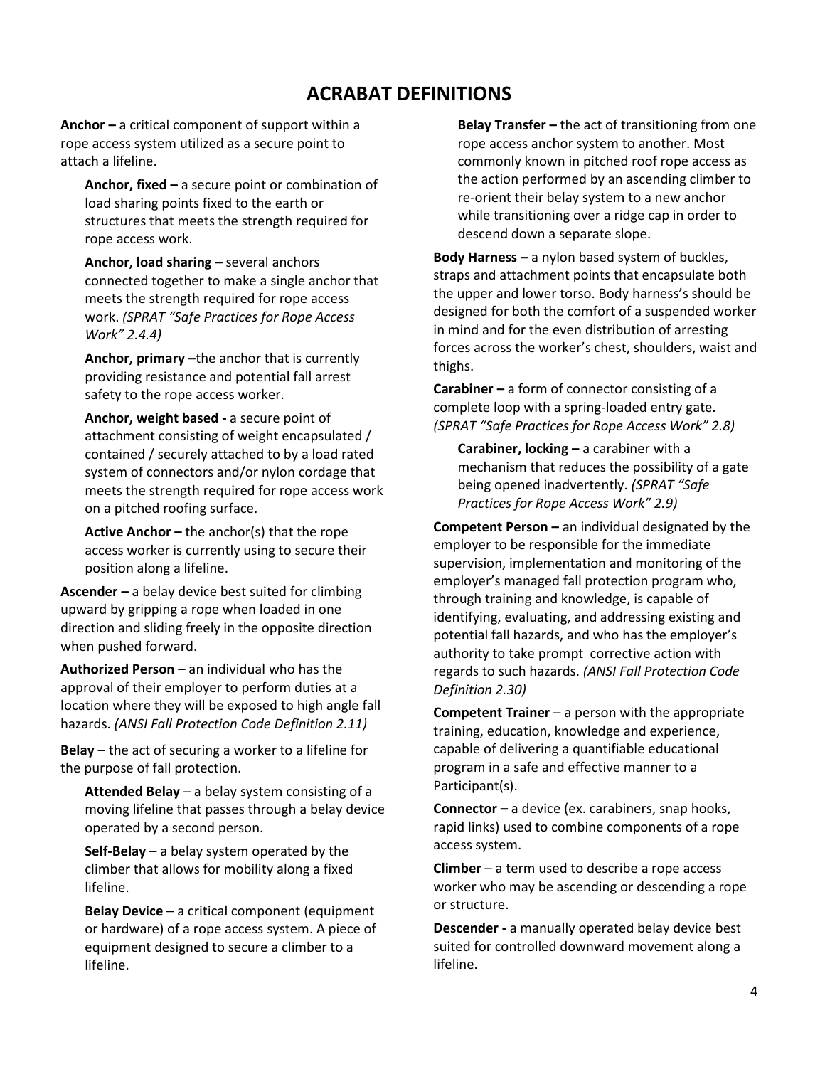# ACRABAT DEFINITIONS

**Anchor –** a critical component of support within a rope access system utilized as a secure point to attach a lifeline.

> **Anchor, fixed –** a secure point or combination of load sharing points fixed to the earth or structures that meets the strength required for rope access work.
>
> **Anchor, load sharing –** several anchors connected together to make a single anchor that meets the strength required for rope access work. *(SPRAT "Safe Practices for Rope Access Work" 2.4.4)*
>
> **Anchor, primary –**the anchor that is currently providing resistance and potential fall arrest safety to the rope access worker.
>
> **Anchor, weight based -** a secure point of attachment consisting of weight encapsulated / contained / securely attached to by a load rated system of connectors and/or nylon cordage that meets the strength required for rope access work on a pitched roofing surface.
>
> **Active Anchor –** the anchor(s) that the rope access worker is currently using to secure their position along a lifeline.

**Ascender –** a belay device best suited for climbing upward by gripping a rope when loaded in one direction and sliding freely in the opposite direction when pushed forward.

**Authorized Person** – an individual who has the approval of their employer to perform duties at a location where they will be exposed to high angle fall hazards. *(ANSI Fall Protection Code Definition 2.11)*

**Belay** – the act of securing a worker to a lifeline for the purpose of fall protection.

> **Attended Belay** – a belay system consisting of a moving lifeline that passes through a belay device operated by a second person.
>
> **Self-Belay** – a belay system operated by the climber that allows for mobility along a fixed lifeline.
>
> **Belay Device –** a critical component (equipment or hardware) of a rope access system. A piece of equipment designed to secure a climber to a lifeline.
>
> **Belay Transfer –** the act of transitioning from one rope access anchor system to another. Most commonly known in pitched roof rope access as the action performed by an ascending climber to re-orient their belay system to a new anchor while transitioning over a ridge cap in order to descend down a separate slope.

**Body Harness –** a nylon based system of buckles, straps and attachment points that encapsulate both the upper and lower torso. Body harness's should be designed for both the comfort of a suspended worker in mind and for the even distribution of arresting forces across the worker's chest, shoulders, waist and thighs.

**Carabiner –** a form of connector consisting of a complete loop with a spring-loaded entry gate. *(SPRAT "Safe Practices for Rope Access Work" 2.8)*

> **Carabiner, locking –** a carabiner with a mechanism that reduces the possibility of a gate being opened inadvertently. *(SPRAT "Safe Practices for Rope Access Work" 2.9)*

**Competent Person –** an individual designated by the employer to be responsible for the immediate supervision, implementation and monitoring of the employer's managed fall protection program who, through training and knowledge, is capable of identifying, evaluating, and addressing existing and potential fall hazards, and who has the employer's authority to take prompt corrective action with regards to such hazards. *(ANSI Fall Protection Code Definition 2.30)*

**Competent Trainer** – a person with the appropriate training, education, knowledge and experience, capable of delivering a quantifiable educational program in a safe and effective manner to a Participant(s).

**Connector –** a device (ex. carabiners, snap hooks, rapid links) used to combine components of a rope access system.

**Climber** – a term used to describe a rope access worker who may be ascending or descending a rope or structure.

**Descender -** a manually operated belay device best suited for controlled downward movement along a lifeline.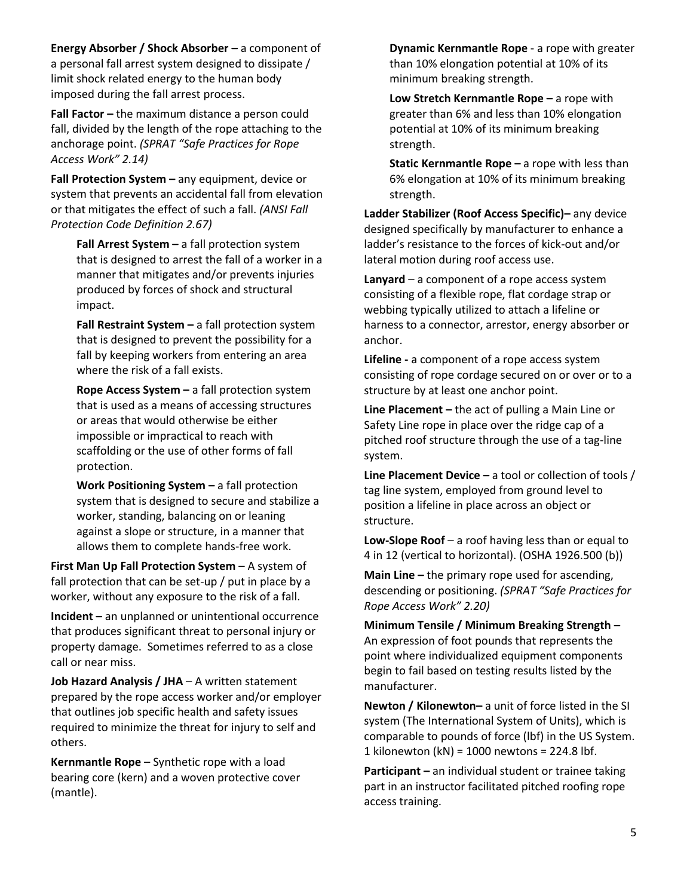**Energy Absorber / Shock Absorber –** a component of a personal fall arrest system designed to dissipate / limit shock related energy to the human body imposed during the fall arrest process.

**Fall Factor –** the maximum distance a person could fall, divided by the length of the rope attaching to the anchorage point. *(SPRAT "Safe Practices for Rope Access Work" 2.14)*

**Fall Protection System –** any equipment, device or system that prevents an accidental fall from elevation or that mitigates the effect of such a fall. *(ANSI Fall Protection Code Definition 2.67)*

> **Fall Arrest System –** a fall protection system that is designed to arrest the fall of a worker in a manner that mitigates and/or prevents injuries produced by forces of shock and structural impact.
>
> **Fall Restraint System –** a fall protection system that is designed to prevent the possibility for a fall by keeping workers from entering an area where the risk of a fall exists.
>
> **Rope Access System –** a fall protection system that is used as a means of accessing structures or areas that would otherwise be either impossible or impractical to reach with scaffolding or the use of other forms of fall protection.
>
> **Work Positioning System –** a fall protection system that is designed to secure and stabilize a worker, standing, balancing on or leaning against a slope or structure, in a manner that allows them to complete hands-free work.

**First Man Up Fall Protection System** – A system of fall protection that can be set-up / put in place by a worker, without any exposure to the risk of a fall.

**Incident –** an unplanned or unintentional occurrence that produces significant threat to personal injury or property damage. Sometimes referred to as a close call or near miss.

**Job Hazard Analysis / JHA** – A written statement prepared by the rope access worker and/or employer that outlines job specific health and safety issues required to minimize the threat for injury to self and others.

**Kernmantle Rope** – Synthetic rope with a load bearing core (kern) and a woven protective cover (mantle).

> **Dynamic Kernmantle Rope** - a rope with greater than 10% elongation potential at 10% of its minimum breaking strength.
>
> **Low Stretch Kernmantle Rope –** a rope with greater than 6% and less than 10% elongation potential at 10% of its minimum breaking strength.
>
> **Static Kernmantle Rope –** a rope with less than 6% elongation at 10% of its minimum breaking strength.

**Ladder Stabilizer (Roof Access Specific)–** any device designed specifically by manufacturer to enhance a ladder's resistance to the forces of kick-out and/or lateral motion during roof access use.

**Lanyard** – a component of a rope access system consisting of a flexible rope, flat cordage strap or webbing typically utilized to attach a lifeline or harness to a connector, arrestor, energy absorber or anchor.

**Lifeline -** a component of a rope access system consisting of rope cordage secured on or over or to a structure by at least one anchor point.

**Line Placement –** the act of pulling a Main Line or Safety Line rope in place over the ridge cap of a pitched roof structure through the use of a tag-line system.

**Line Placement Device –** a tool or collection of tools / tag line system, employed from ground level to position a lifeline in place across an object or structure.

**Low-Slope Roof** – a roof having less than or equal to 4 in 12 (vertical to horizontal). (OSHA 1926.500 (b))

**Main Line –** the primary rope used for ascending, descending or positioning. *(SPRAT "Safe Practices for Rope Access Work" 2.20)*

**Minimum Tensile / Minimum Breaking Strength –** An expression of foot pounds that represents the point where individualized equipment components begin to fail based on testing results listed by the manufacturer.

**Newton / Kilonewton–** a unit of force listed in the SI system (The International System of Units), which is comparable to pounds of force (lbf) in the US System. 1 kilonewton (kN) = 1000 newtons = 224.8 lbf.

**Participant –** an individual student or trainee taking part in an instructor facilitated pitched roofing rope access training.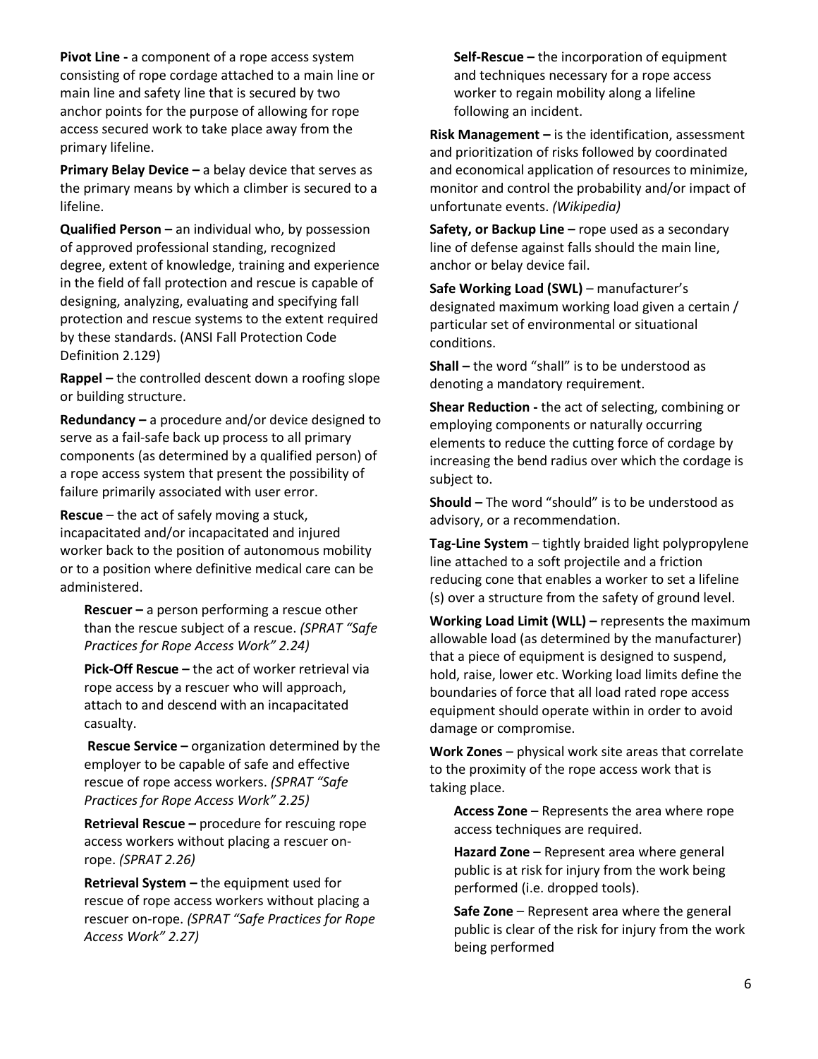**Pivot Line -** a component of a rope access system consisting of rope cordage attached to a main line or main line and safety line that is secured by two anchor points for the purpose of allowing for rope access secured work to take place away from the primary lifeline.

**Primary Belay Device –** a belay device that serves as the primary means by which a climber is secured to a lifeline.

**Qualified Person –** an individual who, by possession of approved professional standing, recognized degree, extent of knowledge, training and experience in the field of fall protection and rescue is capable of designing, analyzing, evaluating and specifying fall protection and rescue systems to the extent required by these standards. (ANSI Fall Protection Code Definition 2.129)

**Rappel –** the controlled descent down a roofing slope or building structure.

**Redundancy –** a procedure and/or device designed to serve as a fail-safe back up process to all primary components (as determined by a qualified person) of a rope access system that present the possibility of failure primarily associated with user error.

**Rescue** – the act of safely moving a stuck, incapacitated and/or incapacitated and injured worker back to the position of autonomous mobility or to a position where definitive medical care can be administered.

**Rescuer –** a person performing a rescue other than the rescue subject of a rescue. *(SPRAT "Safe Practices for Rope Access Work" 2.24)*

**Pick-Off Rescue –** the act of worker retrieval via rope access by a rescuer who will approach, attach to and descend with an incapacitated casualty.

**Rescue Service –** organization determined by the employer to be capable of safe and effective rescue of rope access workers. *(SPRAT "Safe Practices for Rope Access Work" 2.25)*

**Retrieval Rescue –** procedure for rescuing rope access workers without placing a rescuer on-rope. *(SPRAT 2.26)*

**Retrieval System –** the equipment used for rescue of rope access workers without placing a rescuer on-rope. *(SPRAT "Safe Practices for Rope Access Work" 2.27)*

**Self-Rescue –** the incorporation of equipment and techniques necessary for a rope access worker to regain mobility along a lifeline following an incident.

**Risk Management –** is the identification, assessment and prioritization of risks followed by coordinated and economical application of resources to minimize, monitor and control the probability and/or impact of unfortunate events. *(Wikipedia)*

**Safety, or Backup Line –** rope used as a secondary line of defense against falls should the main line, anchor or belay device fail.

**Safe Working Load (SWL)** – manufacturer's designated maximum working load given a certain / particular set of environmental or situational conditions.

**Shall –** the word "shall" is to be understood as denoting a mandatory requirement.

**Shear Reduction -** the act of selecting, combining or employing components or naturally occurring elements to reduce the cutting force of cordage by increasing the bend radius over which the cordage is subject to.

**Should –** The word "should" is to be understood as advisory, or a recommendation.

**Tag-Line System** – tightly braided light polypropylene line attached to a soft projectile and a friction reducing cone that enables a worker to set a lifeline (s) over a structure from the safety of ground level.

**Working Load Limit (WLL) –** represents the maximum allowable load (as determined by the manufacturer) that a piece of equipment is designed to suspend, hold, raise, lower etc. Working load limits define the boundaries of force that all load rated rope access equipment should operate within in order to avoid damage or compromise.

**Work Zones** – physical work site areas that correlate to the proximity of the rope access work that is taking place.

**Access Zone** – Represents the area where rope access techniques are required.

**Hazard Zone** – Represent area where general public is at risk for injury from the work being performed (i.e. dropped tools).

**Safe Zone** – Represent area where the general public is clear of the risk for injury from the work being performed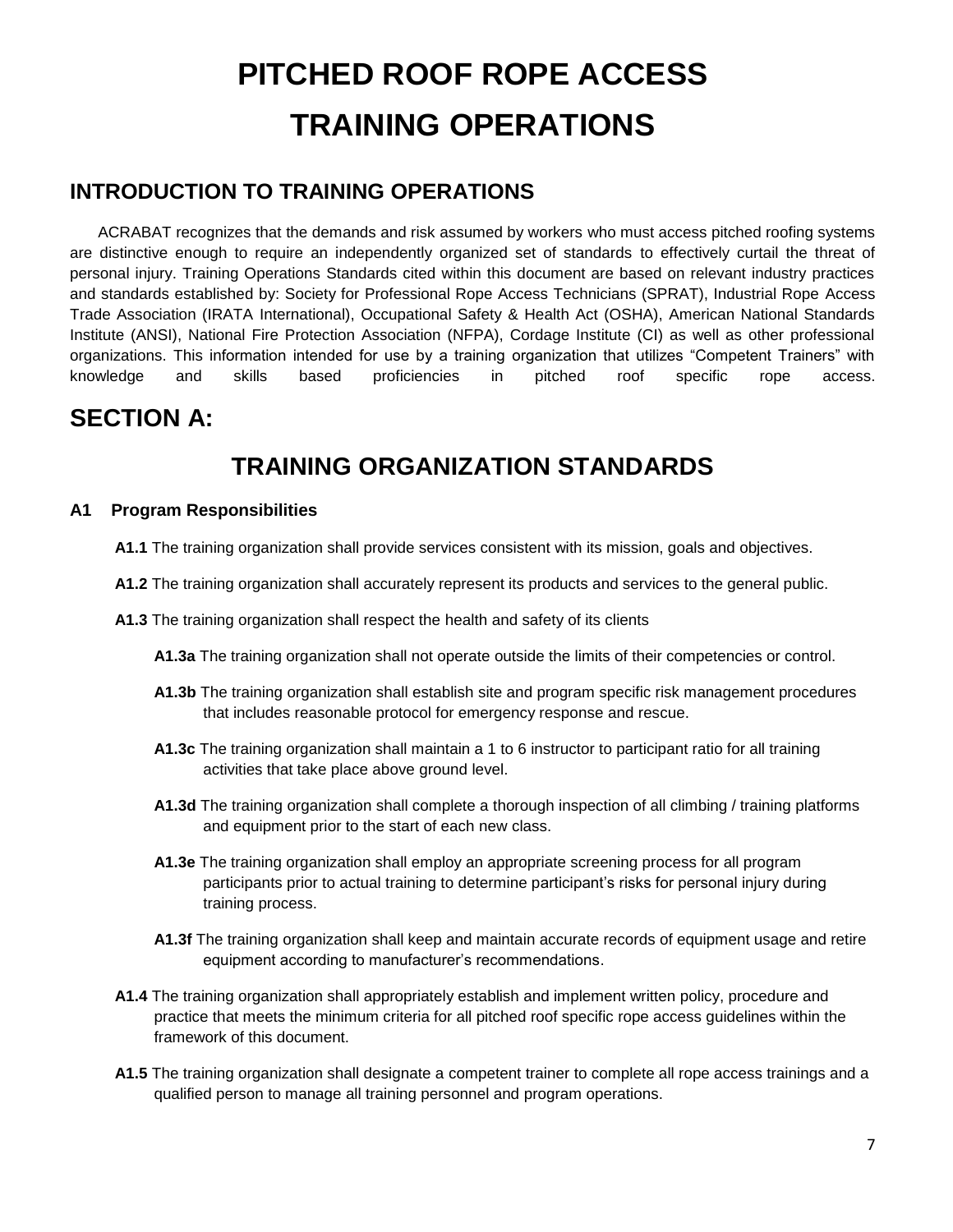# PITCHED ROOF ROPE ACCESS TRAINING OPERATIONS

## INTRODUCTION TO TRAINING OPERATIONS

ACRABAT recognizes that the demands and risk assumed by workers who must access pitched roofing systems are distinctive enough to require an independently organized set of standards to effectively curtail the threat of personal injury. Training Operations Standards cited within this document are based on relevant industry practices and standards established by: Society for Professional Rope Access Technicians (SPRAT), Industrial Rope Access Trade Association (IRATA International), Occupational Safety & Health Act (OSHA), American National Standards Institute (ANSI), National Fire Protection Association (NFPA), Cordage Institute (CI) as well as other professional organizations. This information intended for use by a training organization that utilizes "Competent Trainers" with knowledge and skills based proficiencies in pitched roof specific rope access.

## SECTION A:

## TRAINING ORGANIZATION STANDARDS

### A1 Program Responsibilities

**A1.1** The training organization shall provide services consistent with its mission, goals and objectives.

**A1.2** The training organization shall accurately represent its products and services to the general public.

**A1.3** The training organization shall respect the health and safety of its clients

- **A1.3a** The training organization shall not operate outside the limits of their competencies or control.
- **A1.3b** The training organization shall establish site and program specific risk management procedures that includes reasonable protocol for emergency response and rescue.
- **A1.3c** The training organization shall maintain a 1 to 6 instructor to participant ratio for all training activities that take place above ground level.
- **A1.3d** The training organization shall complete a thorough inspection of all climbing / training platforms and equipment prior to the start of each new class.
- **A1.3e** The training organization shall employ an appropriate screening process for all program participants prior to actual training to determine participant's risks for personal injury during training process.
- **A1.3f** The training organization shall keep and maintain accurate records of equipment usage and retire equipment according to manufacturer's recommendations.

**A1.4** The training organization shall appropriately establish and implement written policy, procedure and practice that meets the minimum criteria for all pitched roof specific rope access guidelines within the framework of this document.

**A1.5** The training organization shall designate a competent trainer to complete all rope access trainings and a qualified person to manage all training personnel and program operations.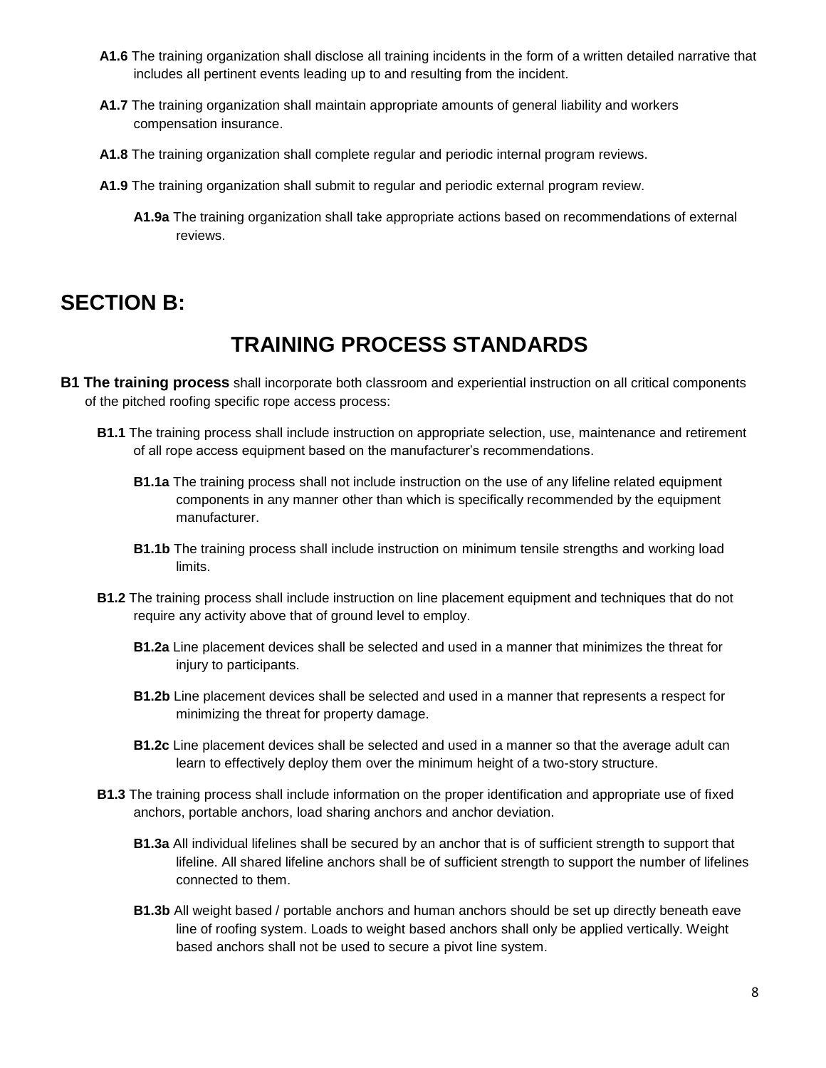**A1.6** The training organization shall disclose all training incidents in the form of a written detailed narrative that includes all pertinent events leading up to and resulting from the incident.

**A1.7** The training organization shall maintain appropriate amounts of general liability and workers compensation insurance.

**A1.8** The training organization shall complete regular and periodic internal program reviews.

**A1.9** The training organization shall submit to regular and periodic external program review.

**A1.9a** The training organization shall take appropriate actions based on recommendations of external reviews.

# SECTION B:

## TRAINING PROCESS STANDARDS

**B1 The training process** shall incorporate both classroom and experiential instruction on all critical components of the pitched roofing specific rope access process:

**B1.1** The training process shall include instruction on appropriate selection, use, maintenance and retirement of all rope access equipment based on the manufacturer's recommendations.

**B1.1a** The training process shall not include instruction on the use of any lifeline related equipment components in any manner other than which is specifically recommended by the equipment manufacturer.

**B1.1b** The training process shall include instruction on minimum tensile strengths and working load limits.

**B1.2** The training process shall include instruction on line placement equipment and techniques that do not require any activity above that of ground level to employ.

**B1.2a** Line placement devices shall be selected and used in a manner that minimizes the threat for injury to participants.

**B1.2b** Line placement devices shall be selected and used in a manner that represents a respect for minimizing the threat for property damage.

**B1.2c** Line placement devices shall be selected and used in a manner so that the average adult can learn to effectively deploy them over the minimum height of a two-story structure.

**B1.3** The training process shall include information on the proper identification and appropriate use of fixed anchors, portable anchors, load sharing anchors and anchor deviation.

**B1.3a** All individual lifelines shall be secured by an anchor that is of sufficient strength to support that lifeline. All shared lifeline anchors shall be of sufficient strength to support the number of lifelines connected to them.

**B1.3b** All weight based / portable anchors and human anchors should be set up directly beneath eave line of roofing system. Loads to weight based anchors shall only be applied vertically. Weight based anchors shall not be used to secure a pivot line system.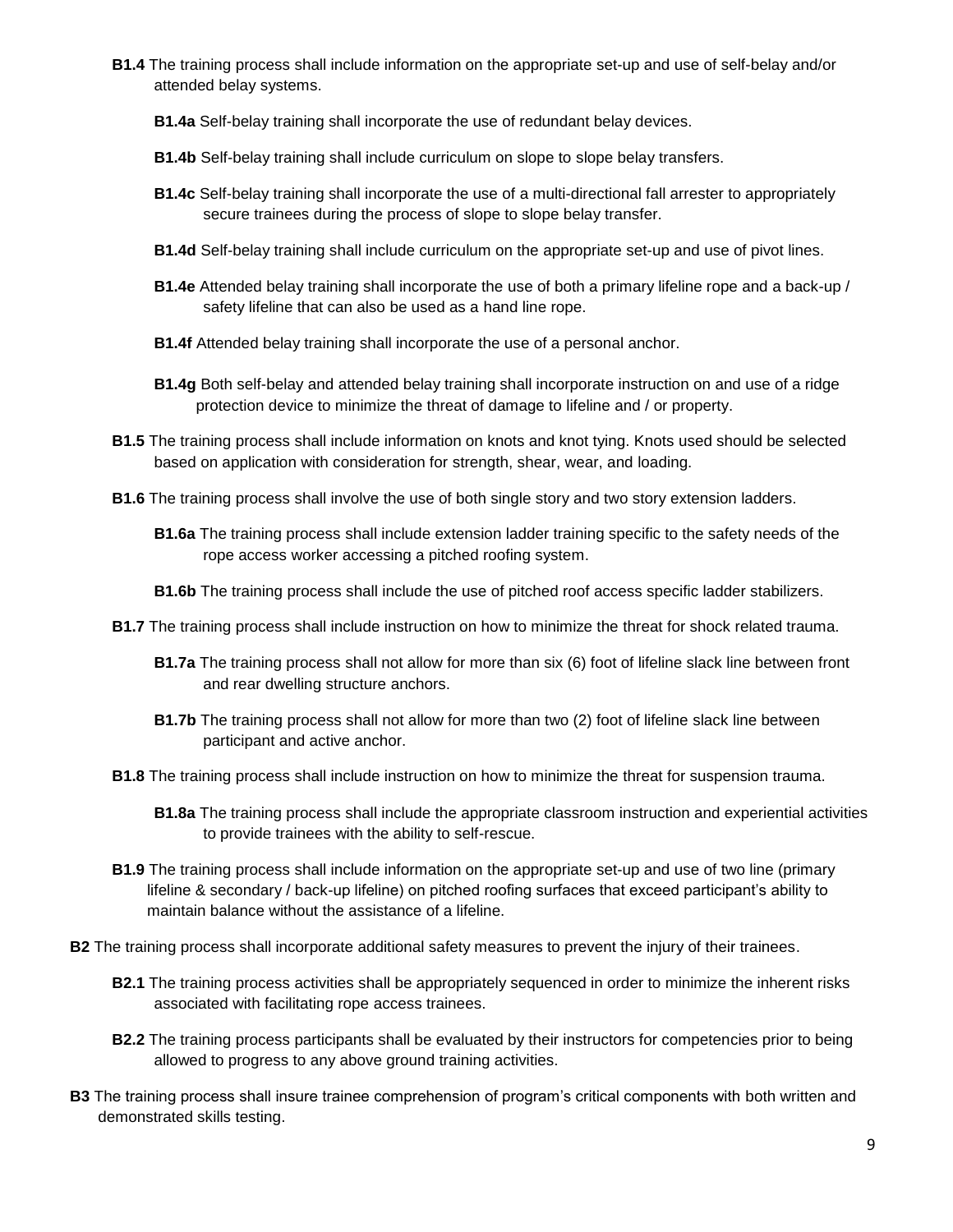**B1.4** The training process shall include information on the appropriate set-up and use of self-belay and/or attended belay systems.

**B1.4a** Self-belay training shall incorporate the use of redundant belay devices.

**B1.4b** Self-belay training shall include curriculum on slope to slope belay transfers.

**B1.4c** Self-belay training shall incorporate the use of a multi-directional fall arrester to appropriately secure trainees during the process of slope to slope belay transfer.

**B1.4d** Self-belay training shall include curriculum on the appropriate set-up and use of pivot lines.

**B1.4e** Attended belay training shall incorporate the use of both a primary lifeline rope and a back-up / safety lifeline that can also be used as a hand line rope.

**B1.4f** Attended belay training shall incorporate the use of a personal anchor.

**B1.4g** Both self-belay and attended belay training shall incorporate instruction on and use of a ridge protection device to minimize the threat of damage to lifeline and / or property.

**B1.5** The training process shall include information on knots and knot tying. Knots used should be selected based on application with consideration for strength, shear, wear, and loading.

**B1.6** The training process shall involve the use of both single story and two story extension ladders.

**B1.6a** The training process shall include extension ladder training specific to the safety needs of the rope access worker accessing a pitched roofing system.

**B1.6b** The training process shall include the use of pitched roof access specific ladder stabilizers.

**B1.7** The training process shall include instruction on how to minimize the threat for shock related trauma.

**B1.7a** The training process shall not allow for more than six (6) foot of lifeline slack line between front and rear dwelling structure anchors.

**B1.7b** The training process shall not allow for more than two (2) foot of lifeline slack line between participant and active anchor.

**B1.8** The training process shall include instruction on how to minimize the threat for suspension trauma.

**B1.8a** The training process shall include the appropriate classroom instruction and experiential activities to provide trainees with the ability to self-rescue.

**B1.9** The training process shall include information on the appropriate set-up and use of two line (primary lifeline & secondary / back-up lifeline) on pitched roofing surfaces that exceed participant's ability to maintain balance without the assistance of a lifeline.

**B2** The training process shall incorporate additional safety measures to prevent the injury of their trainees.

**B2.1** The training process activities shall be appropriately sequenced in order to minimize the inherent risks associated with facilitating rope access trainees.

**B2.2** The training process participants shall be evaluated by their instructors for competencies prior to being allowed to progress to any above ground training activities.

**B3** The training process shall insure trainee comprehension of program's critical components with both written and demonstrated skills testing.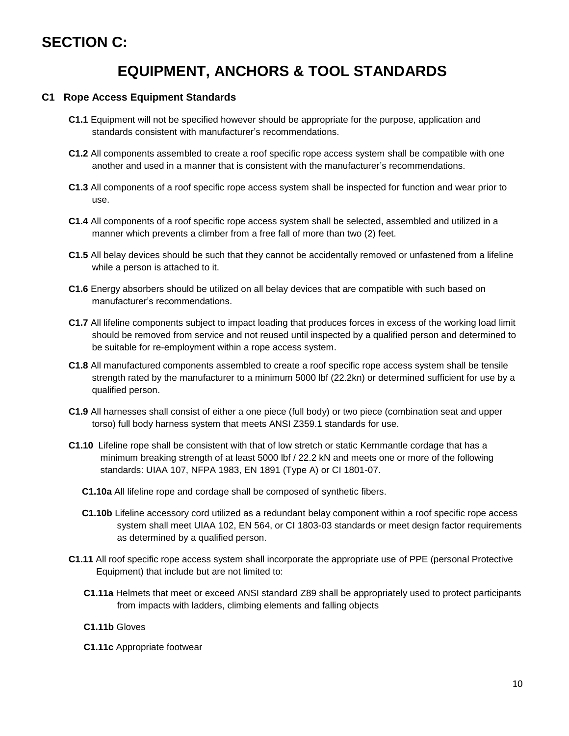# SECTION C:

## EQUIPMENT, ANCHORS & TOOL STANDARDS

### C1 Rope Access Equipment Standards

**C1.1** Equipment will not be specified however should be appropriate for the purpose, application and standards consistent with manufacturer's recommendations.

**C1.2** All components assembled to create a roof specific rope access system shall be compatible with one another and used in a manner that is consistent with the manufacturer's recommendations.

**C1.3** All components of a roof specific rope access system shall be inspected for function and wear prior to use.

**C1.4** All components of a roof specific rope access system shall be selected, assembled and utilized in a manner which prevents a climber from a free fall of more than two (2) feet.

**C1.5** All belay devices should be such that they cannot be accidentally removed or unfastened from a lifeline while a person is attached to it.

**C1.6** Energy absorbers should be utilized on all belay devices that are compatible with such based on manufacturer's recommendations.

**C1.7** All lifeline components subject to impact loading that produces forces in excess of the working load limit should be removed from service and not reused until inspected by a qualified person and determined to be suitable for re-employment within a rope access system.

**C1.8** All manufactured components assembled to create a roof specific rope access system shall be tensile strength rated by the manufacturer to a minimum 5000 lbf (22.2kn) or determined sufficient for use by a qualified person.

**C1.9** All harnesses shall consist of either a one piece (full body) or two piece (combination seat and upper torso) full body harness system that meets ANSI Z359.1 standards for use.

**C1.10** Lifeline rope shall be consistent with that of low stretch or static Kernmantle cordage that has a minimum breaking strength of at least 5000 lbf / 22.2 kN and meets one or more of the following standards: UIAA 107, NFPA 1983, EN 1891 (Type A) or CI 1801-07.

- **C1.10a** All lifeline rope and cordage shall be composed of synthetic fibers.
- **C1.10b** Lifeline accessory cord utilized as a redundant belay component within a roof specific rope access system shall meet UIAA 102, EN 564, or CI 1803-03 standards or meet design factor requirements as determined by a qualified person.

**C1.11** All roof specific rope access system shall incorporate the appropriate use of PPE (personal Protective Equipment) that include but are not limited to:

- **C1.11a** Helmets that meet or exceed ANSI standard Z89 shall be appropriately used to protect participants from impacts with ladders, climbing elements and falling objects
- **C1.11b** Gloves
- **C1.11c** Appropriate footwear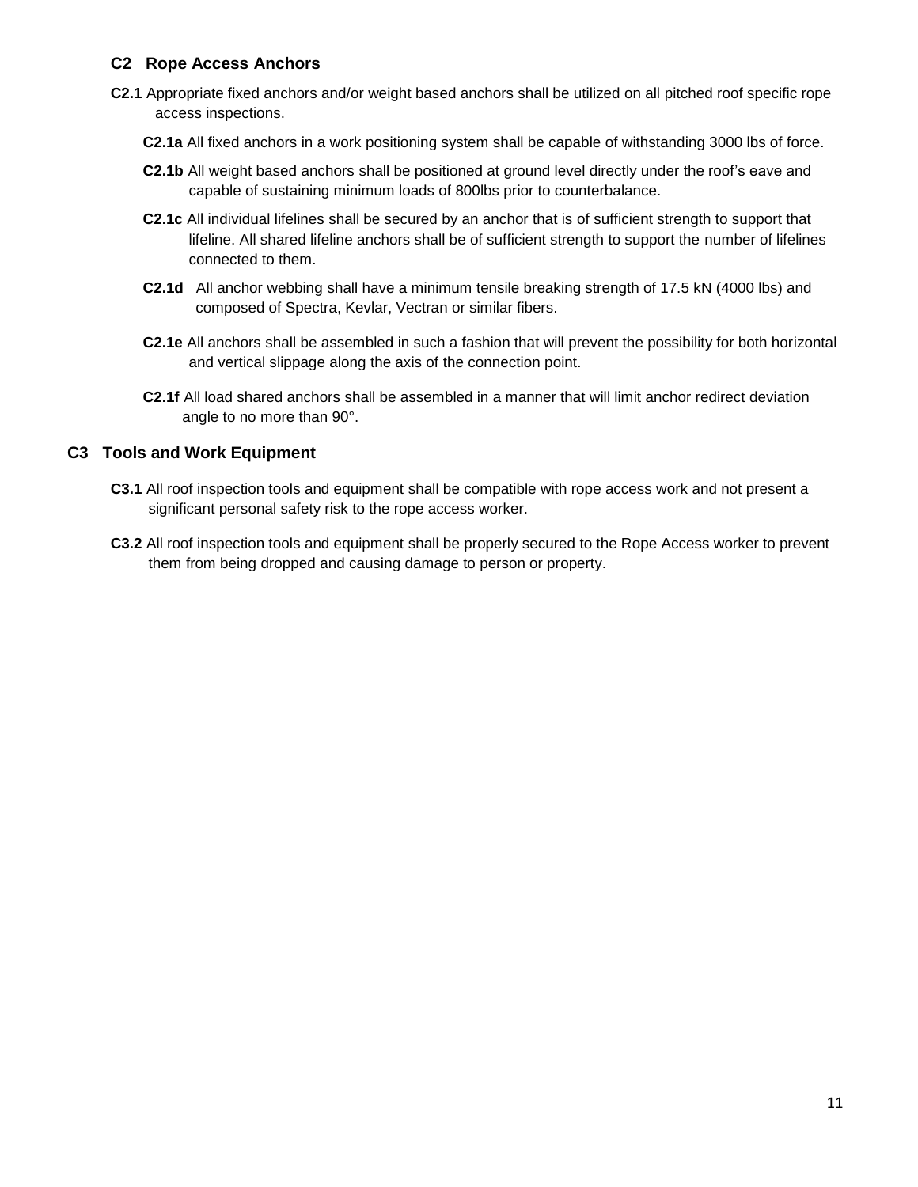### C2 Rope Access Anchors

**C2.1** Appropriate fixed anchors and/or weight based anchors shall be utilized on all pitched roof specific rope access inspections.

- **C2.1a** All fixed anchors in a work positioning system shall be capable of withstanding 3000 lbs of force.
- **C2.1b** All weight based anchors shall be positioned at ground level directly under the roof's eave and capable of sustaining minimum loads of 800lbs prior to counterbalance.
- **C2.1c** All individual lifelines shall be secured by an anchor that is of sufficient strength to support that lifeline. All shared lifeline anchors shall be of sufficient strength to support the number of lifelines connected to them.
- **C2.1d** All anchor webbing shall have a minimum tensile breaking strength of 17.5 kN (4000 lbs) and composed of Spectra, Kevlar, Vectran or similar fibers.
- **C2.1e** All anchors shall be assembled in such a fashion that will prevent the possibility for both horizontal and vertical slippage along the axis of the connection point.
- **C2.1f** All load shared anchors shall be assembled in a manner that will limit anchor redirect deviation angle to no more than 90°.

## C3 Tools and Work Equipment

**C3.1** All roof inspection tools and equipment shall be compatible with rope access work and not present a significant personal safety risk to the rope access worker.

**C3.2** All roof inspection tools and equipment shall be properly secured to the Rope Access worker to prevent them from being dropped and causing damage to person or property.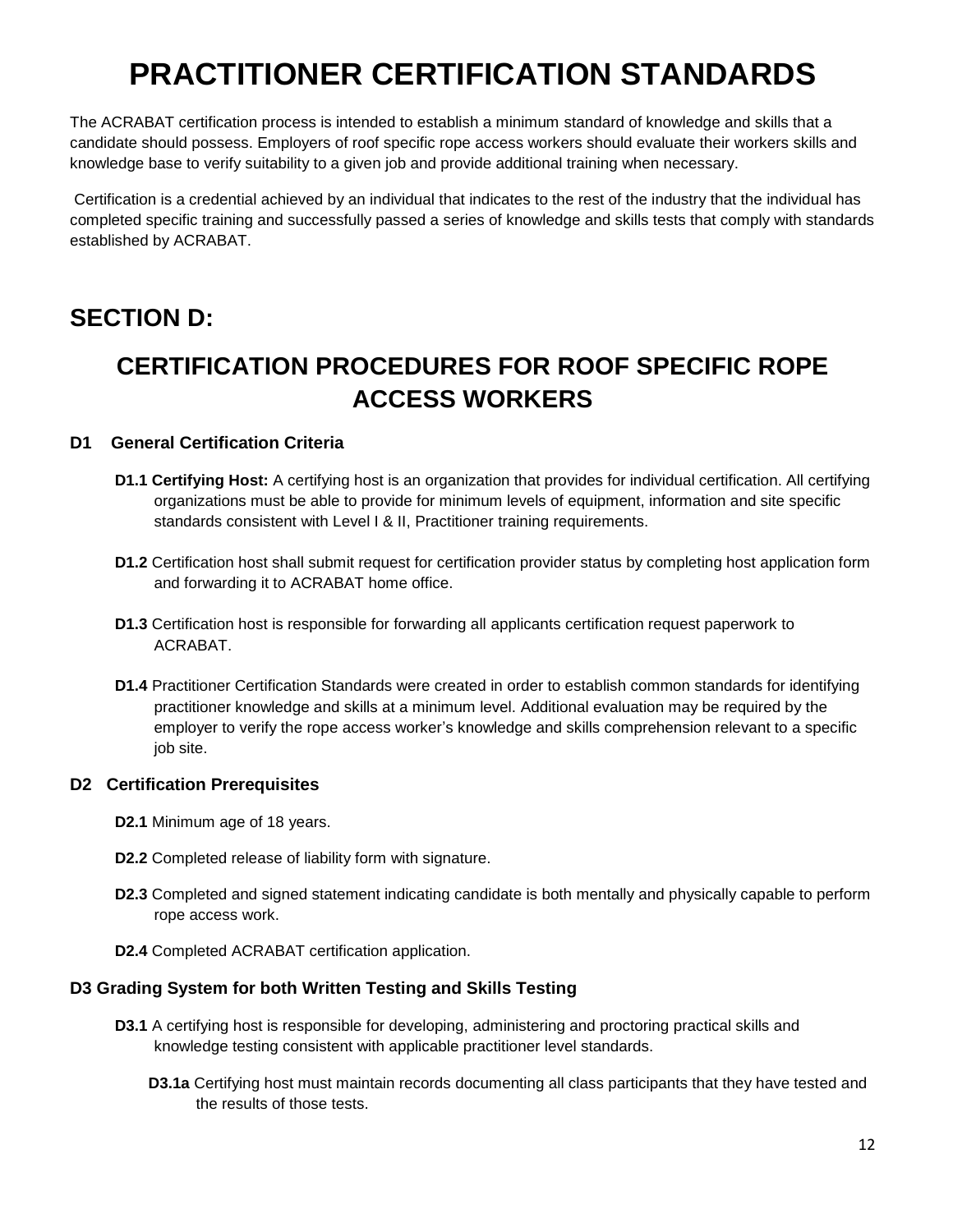# PRACTITIONER CERTIFICATION STANDARDS

The ACRABAT certification process is intended to establish a minimum standard of knowledge and skills that a candidate should possess. Employers of roof specific rope access workers should evaluate their workers skills and knowledge base to verify suitability to a given job and provide additional training when necessary.

Certification is a credential achieved by an individual that indicates to the rest of the industry that the individual has completed specific training and successfully passed a series of knowledge and skills tests that comply with standards established by ACRABAT.

## SECTION D:

## CERTIFICATION PROCEDURES FOR ROOF SPECIFIC ROPE ACCESS WORKERS

### D1 General Certification Criteria

**D1.1 Certifying Host:** A certifying host is an organization that provides for individual certification. All certifying organizations must be able to provide for minimum levels of equipment, information and site specific standards consistent with Level I & II, Practitioner training requirements.

**D1.2** Certification host shall submit request for certification provider status by completing host application form and forwarding it to ACRABAT home office.

**D1.3** Certification host is responsible for forwarding all applicants certification request paperwork to ACRABAT.

**D1.4** Practitioner Certification Standards were created in order to establish common standards for identifying practitioner knowledge and skills at a minimum level. Additional evaluation may be required by the employer to verify the rope access worker's knowledge and skills comprehension relevant to a specific job site.

### D2 Certification Prerequisites

**D2.1** Minimum age of 18 years.

**D2.2** Completed release of liability form with signature.

**D2.3** Completed and signed statement indicating candidate is both mentally and physically capable to perform rope access work.

**D2.4** Completed ACRABAT certification application.

### D3 Grading System for both Written Testing and Skills Testing

**D3.1** A certifying host is responsible for developing, administering and proctoring practical skills and knowledge testing consistent with applicable practitioner level standards.

**D3.1a** Certifying host must maintain records documenting all class participants that they have tested and the results of those tests.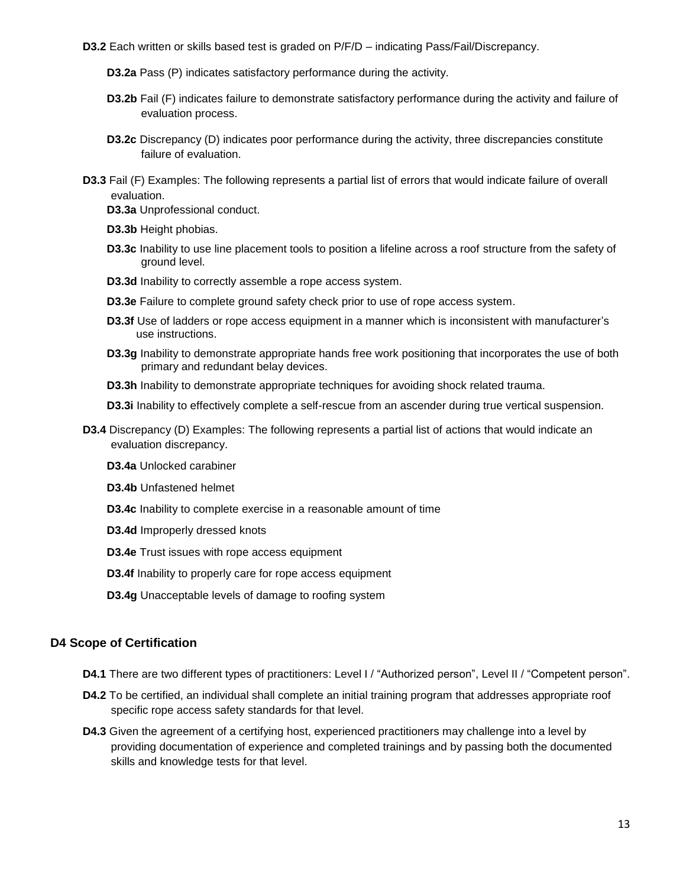**D3.2** Each written or skills based test is graded on P/F/D – indicating Pass/Fail/Discrepancy.

**D3.2a** Pass (P) indicates satisfactory performance during the activity.

**D3.2b** Fail (F) indicates failure to demonstrate satisfactory performance during the activity and failure of evaluation process.

**D3.2c** Discrepancy (D) indicates poor performance during the activity, three discrepancies constitute failure of evaluation.

**D3.3** Fail (F) Examples: The following represents a partial list of errors that would indicate failure of overall evaluation.

**D3.3a** Unprofessional conduct.

**D3.3b** Height phobias.

**D3.3c** Inability to use line placement tools to position a lifeline across a roof structure from the safety of ground level.

**D3.3d** Inability to correctly assemble a rope access system.

**D3.3e** Failure to complete ground safety check prior to use of rope access system.

**D3.3f** Use of ladders or rope access equipment in a manner which is inconsistent with manufacturer's use instructions.

**D3.3g** Inability to demonstrate appropriate hands free work positioning that incorporates the use of both primary and redundant belay devices.

**D3.3h** Inability to demonstrate appropriate techniques for avoiding shock related trauma.

**D3.3i** Inability to effectively complete a self-rescue from an ascender during true vertical suspension.

**D3.4** Discrepancy (D) Examples: The following represents a partial list of actions that would indicate an evaluation discrepancy.

**D3.4a** Unlocked carabiner

**D3.4b** Unfastened helmet

**D3.4c** Inability to complete exercise in a reasonable amount of time

**D3.4d** Improperly dressed knots

**D3.4e** Trust issues with rope access equipment

**D3.4f** Inability to properly care for rope access equipment

**D3.4g** Unacceptable levels of damage to roofing system

## D4 Scope of Certification

**D4.1** There are two different types of practitioners: Level I / "Authorized person", Level II / "Competent person".

**D4.2** To be certified, an individual shall complete an initial training program that addresses appropriate roof specific rope access safety standards for that level.

**D4.3** Given the agreement of a certifying host, experienced practitioners may challenge into a level by providing documentation of experience and completed trainings and by passing both the documented skills and knowledge tests for that level.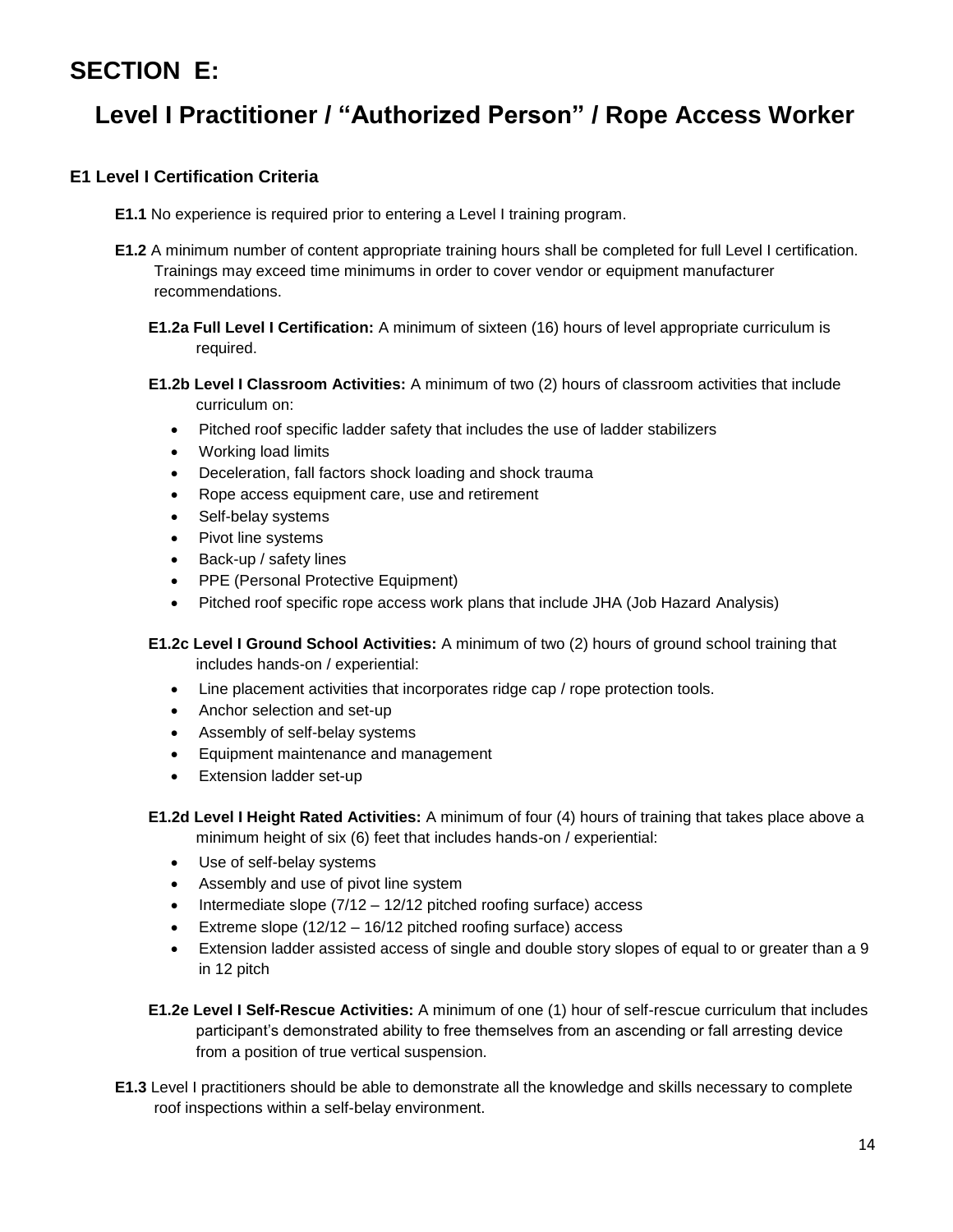# SECTION E:

## Level I Practitioner / "Authorized Person" / Rope Access Worker

### E1 Level I Certification Criteria

**E1.1** No experience is required prior to entering a Level I training program.

**E1.2** A minimum number of content appropriate training hours shall be completed for full Level I certification. Trainings may exceed time minimums in order to cover vendor or equipment manufacturer recommendations.

**E1.2a Full Level I Certification:** A minimum of sixteen (16) hours of level appropriate curriculum is required.

**E1.2b Level I Classroom Activities:** A minimum of two (2) hours of classroom activities that include curriculum on:

- Pitched roof specific ladder safety that includes the use of ladder stabilizers
- Working load limits
- Deceleration, fall factors shock loading and shock trauma
- Rope access equipment care, use and retirement
- Self-belay systems
- Pivot line systems
- Back-up / safety lines
- PPE (Personal Protective Equipment)
- Pitched roof specific rope access work plans that include JHA (Job Hazard Analysis)

**E1.2c Level I Ground School Activities:** A minimum of two (2) hours of ground school training that includes hands-on / experiential:

- Line placement activities that incorporates ridge cap / rope protection tools.
- Anchor selection and set-up
- Assembly of self-belay systems
- Equipment maintenance and management
- Extension ladder set-up

**E1.2d Level I Height Rated Activities:** A minimum of four (4) hours of training that takes place above a minimum height of six (6) feet that includes hands-on / experiential:

- Use of self-belay systems
- Assembly and use of pivot line system
- Intermediate slope (7/12 – 12/12 pitched roofing surface) access
- Extreme slope (12/12 – 16/12 pitched roofing surface) access
- Extension ladder assisted access of single and double story slopes of equal to or greater than a 9 in 12 pitch

**E1.2e Level I Self-Rescue Activities:** A minimum of one (1) hour of self-rescue curriculum that includes participant's demonstrated ability to free themselves from an ascending or fall arresting device from a position of true vertical suspension.

**E1.3** Level I practitioners should be able to demonstrate all the knowledge and skills necessary to complete roof inspections within a self-belay environment.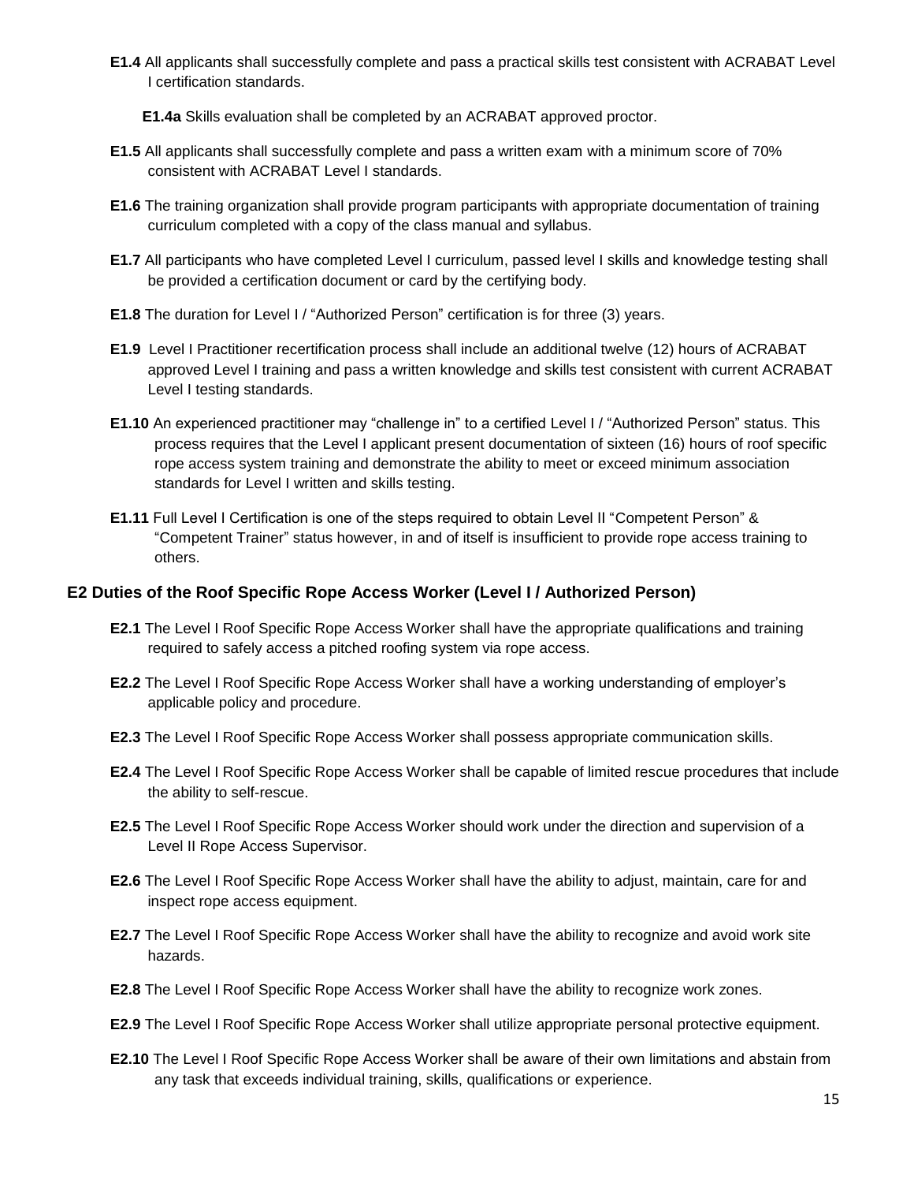**E1.4** All applicants shall successfully complete and pass a practical skills test consistent with ACRABAT Level I certification standards.

**E1.4a** Skills evaluation shall be completed by an ACRABAT approved proctor.

**E1.5** All applicants shall successfully complete and pass a written exam with a minimum score of 70% consistent with ACRABAT Level I standards.

**E1.6** The training organization shall provide program participants with appropriate documentation of training curriculum completed with a copy of the class manual and syllabus.

**E1.7** All participants who have completed Level I curriculum, passed level I skills and knowledge testing shall be provided a certification document or card by the certifying body.

**E1.8** The duration for Level I / "Authorized Person" certification is for three (3) years.

**E1.9** Level I Practitioner recertification process shall include an additional twelve (12) hours of ACRABAT approved Level I training and pass a written knowledge and skills test consistent with current ACRABAT Level I testing standards.

**E1.10** An experienced practitioner may "challenge in" to a certified Level I / "Authorized Person" status. This process requires that the Level I applicant present documentation of sixteen (16) hours of roof specific rope access system training and demonstrate the ability to meet or exceed minimum association standards for Level I written and skills testing.

**E1.11** Full Level I Certification is one of the steps required to obtain Level II "Competent Person" & "Competent Trainer" status however, in and of itself is insufficient to provide rope access training to others.

## E2 Duties of the Roof Specific Rope Access Worker (Level I / Authorized Person)

**E2.1** The Level I Roof Specific Rope Access Worker shall have the appropriate qualifications and training required to safely access a pitched roofing system via rope access.

**E2.2** The Level I Roof Specific Rope Access Worker shall have a working understanding of employer's applicable policy and procedure.

**E2.3** The Level I Roof Specific Rope Access Worker shall possess appropriate communication skills.

**E2.4** The Level I Roof Specific Rope Access Worker shall be capable of limited rescue procedures that include the ability to self-rescue.

**E2.5** The Level I Roof Specific Rope Access Worker should work under the direction and supervision of a Level II Rope Access Supervisor.

**E2.6** The Level I Roof Specific Rope Access Worker shall have the ability to adjust, maintain, care for and inspect rope access equipment.

**E2.7** The Level I Roof Specific Rope Access Worker shall have the ability to recognize and avoid work site hazards.

**E2.8** The Level I Roof Specific Rope Access Worker shall have the ability to recognize work zones.

**E2.9** The Level I Roof Specific Rope Access Worker shall utilize appropriate personal protective equipment.

**E2.10** The Level I Roof Specific Rope Access Worker shall be aware of their own limitations and abstain from any task that exceeds individual training, skills, qualifications or experience.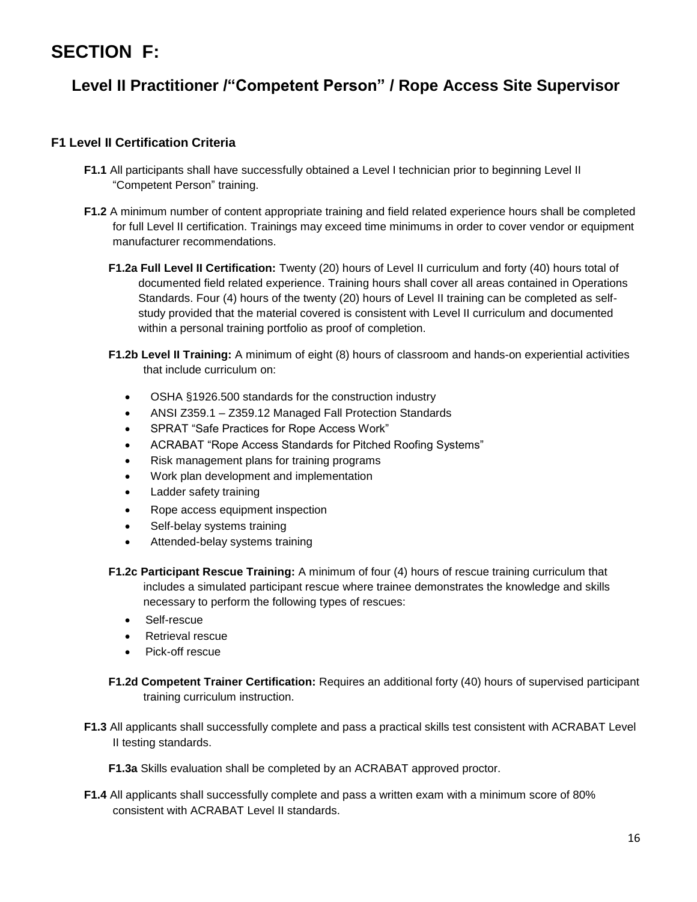# SECTION F:

## Level II Practitioner /"Competent Person" / Rope Access Site Supervisor

### F1 Level II Certification Criteria

**F1.1** All participants shall have successfully obtained a Level I technician prior to beginning Level II "Competent Person" training.

**F1.2** A minimum number of content appropriate training and field related experience hours shall be completed for full Level II certification. Trainings may exceed time minimums in order to cover vendor or equipment manufacturer recommendations.

**F1.2a Full Level II Certification:** Twenty (20) hours of Level II curriculum and forty (40) hours total of documented field related experience. Training hours shall cover all areas contained in Operations Standards. Four (4) hours of the twenty (20) hours of Level II training can be completed as self-study provided that the material covered is consistent with Level II curriculum and documented within a personal training portfolio as proof of completion.

**F1.2b Level II Training:** A minimum of eight (8) hours of classroom and hands-on experiential activities that include curriculum on:

- OSHA §1926.500 standards for the construction industry
- ANSI Z359.1 – Z359.12 Managed Fall Protection Standards
- SPRAT "Safe Practices for Rope Access Work"
- ACRABAT "Rope Access Standards for Pitched Roofing Systems"
- Risk management plans for training programs
- Work plan development and implementation
- Ladder safety training
- Rope access equipment inspection
- Self-belay systems training
- Attended-belay systems training

**F1.2c Participant Rescue Training:** A minimum of four (4) hours of rescue training curriculum that includes a simulated participant rescue where trainee demonstrates the knowledge and skills necessary to perform the following types of rescues:

- Self-rescue
- Retrieval rescue
- Pick-off rescue

**F1.2d Competent Trainer Certification:** Requires an additional forty (40) hours of supervised participant training curriculum instruction.

**F1.3** All applicants shall successfully complete and pass a practical skills test consistent with ACRABAT Level II testing standards.

**F1.3a** Skills evaluation shall be completed by an ACRABAT approved proctor.

**F1.4** All applicants shall successfully complete and pass a written exam with a minimum score of 80% consistent with ACRABAT Level II standards.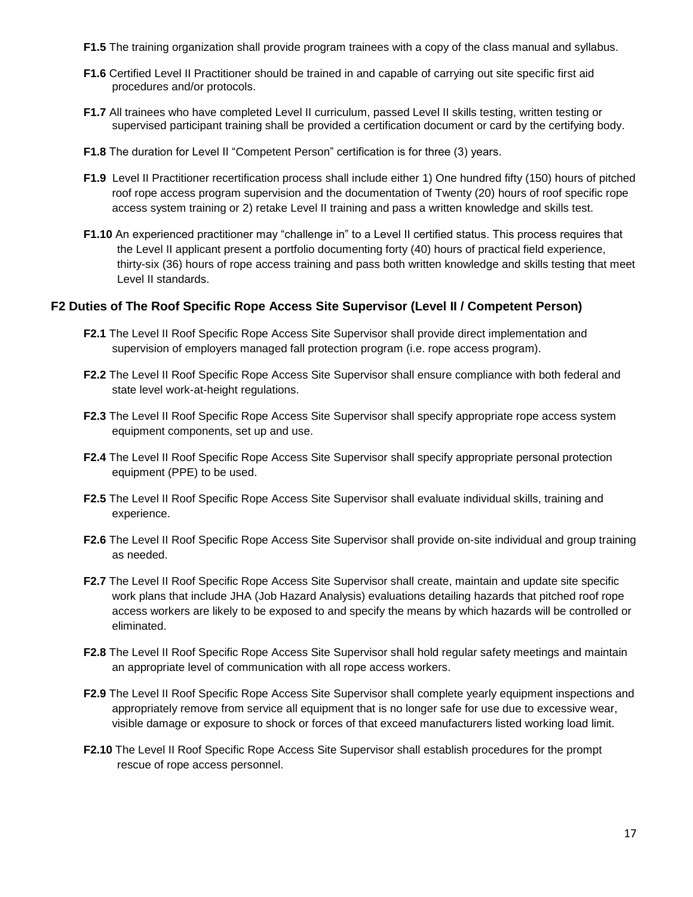**F1.5** The training organization shall provide program trainees with a copy of the class manual and syllabus.

**F1.6** Certified Level II Practitioner should be trained in and capable of carrying out site specific first aid procedures and/or protocols.

**F1.7** All trainees who have completed Level II curriculum, passed Level II skills testing, written testing or supervised participant training shall be provided a certification document or card by the certifying body.

**F1.8** The duration for Level II "Competent Person" certification is for three (3) years.

**F1.9** Level II Practitioner recertification process shall include either 1) One hundred fifty (150) hours of pitched roof rope access program supervision and the documentation of Twenty (20) hours of roof specific rope access system training or 2) retake Level II training and pass a written knowledge and skills test.

**F1.10** An experienced practitioner may "challenge in" to a Level II certified status. This process requires that the Level II applicant present a portfolio documenting forty (40) hours of practical field experience, thirty-six (36) hours of rope access training and pass both written knowledge and skills testing that meet Level II standards.

### F2 Duties of The Roof Specific Rope Access Site Supervisor (Level II / Competent Person)

**F2.1** The Level II Roof Specific Rope Access Site Supervisor shall provide direct implementation and supervision of employers managed fall protection program (i.e. rope access program).

**F2.2** The Level II Roof Specific Rope Access Site Supervisor shall ensure compliance with both federal and state level work-at-height regulations.

**F2.3** The Level II Roof Specific Rope Access Site Supervisor shall specify appropriate rope access system equipment components, set up and use.

**F2.4** The Level II Roof Specific Rope Access Site Supervisor shall specify appropriate personal protection equipment (PPE) to be used.

**F2.5** The Level II Roof Specific Rope Access Site Supervisor shall evaluate individual skills, training and experience.

**F2.6** The Level II Roof Specific Rope Access Site Supervisor shall provide on-site individual and group training as needed.

**F2.7** The Level II Roof Specific Rope Access Site Supervisor shall create, maintain and update site specific work plans that include JHA (Job Hazard Analysis) evaluations detailing hazards that pitched roof rope access workers are likely to be exposed to and specify the means by which hazards will be controlled or eliminated.

**F2.8** The Level II Roof Specific Rope Access Site Supervisor shall hold regular safety meetings and maintain an appropriate level of communication with all rope access workers.

**F2.9** The Level II Roof Specific Rope Access Site Supervisor shall complete yearly equipment inspections and appropriately remove from service all equipment that is no longer safe for use due to excessive wear, visible damage or exposure to shock or forces of that exceed manufacturers listed working load limit.

**F2.10** The Level II Roof Specific Rope Access Site Supervisor shall establish procedures for the prompt rescue of rope access personnel.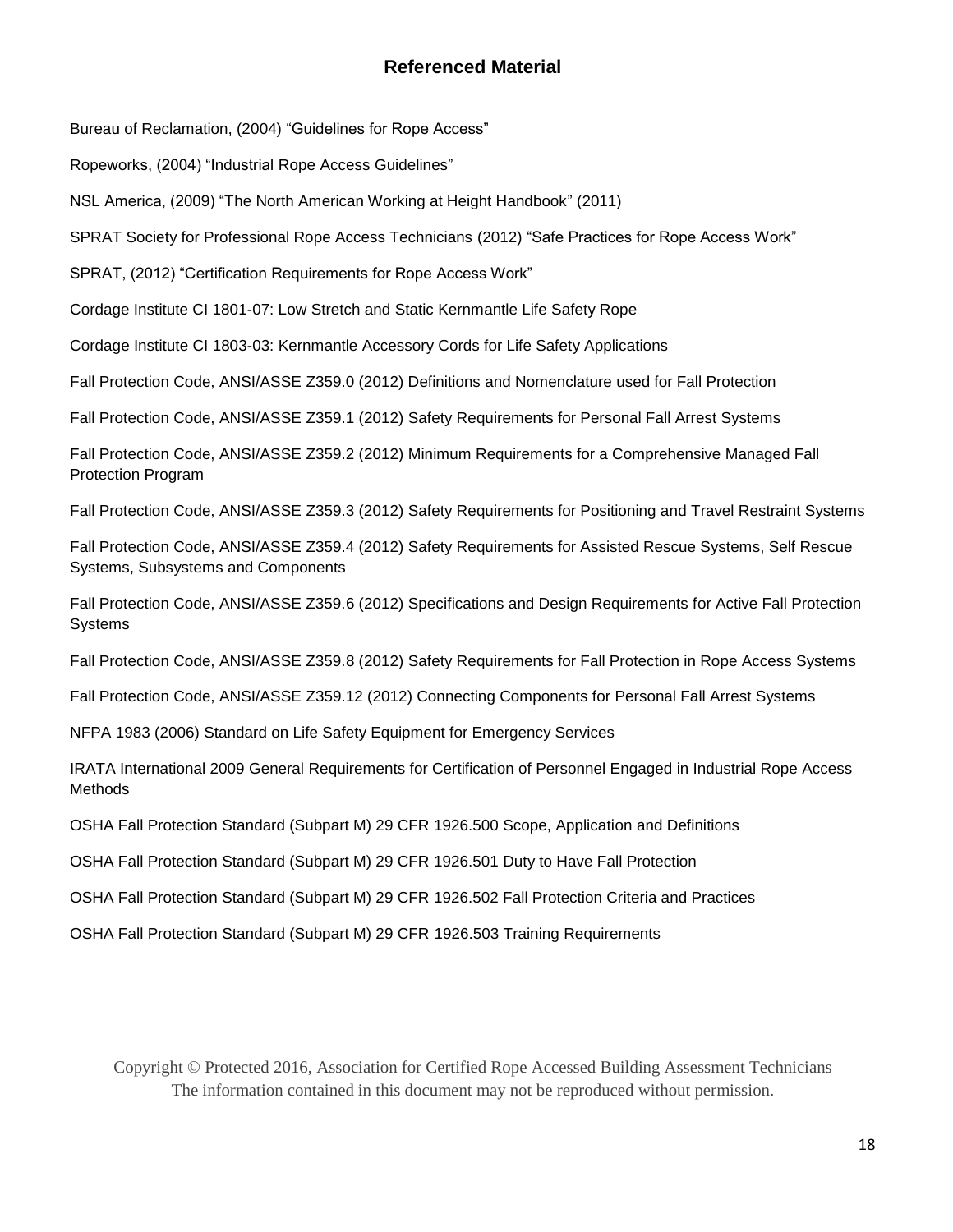## Referenced Material

Bureau of Reclamation, (2004) "Guidelines for Rope Access"

Ropeworks, (2004) "Industrial Rope Access Guidelines"

NSL America, (2009) "The North American Working at Height Handbook" (2011)

SPRAT Society for Professional Rope Access Technicians (2012) "Safe Practices for Rope Access Work"

SPRAT, (2012) "Certification Requirements for Rope Access Work"

Cordage Institute CI 1801-07: Low Stretch and Static Kernmantle Life Safety Rope

Cordage Institute CI 1803-03: Kernmantle Accessory Cords for Life Safety Applications

Fall Protection Code, ANSI/ASSE Z359.0 (2012) Definitions and Nomenclature used for Fall Protection

Fall Protection Code, ANSI/ASSE Z359.1 (2012) Safety Requirements for Personal Fall Arrest Systems

Fall Protection Code, ANSI/ASSE Z359.2 (2012) Minimum Requirements for a Comprehensive Managed Fall Protection Program

Fall Protection Code, ANSI/ASSE Z359.3 (2012) Safety Requirements for Positioning and Travel Restraint Systems

Fall Protection Code, ANSI/ASSE Z359.4 (2012) Safety Requirements for Assisted Rescue Systems, Self Rescue Systems, Subsystems and Components

Fall Protection Code, ANSI/ASSE Z359.6 (2012) Specifications and Design Requirements for Active Fall Protection Systems

Fall Protection Code, ANSI/ASSE Z359.8 (2012) Safety Requirements for Fall Protection in Rope Access Systems

Fall Protection Code, ANSI/ASSE Z359.12 (2012) Connecting Components for Personal Fall Arrest Systems

NFPA 1983 (2006) Standard on Life Safety Equipment for Emergency Services

IRATA International 2009 General Requirements for Certification of Personnel Engaged in Industrial Rope Access Methods

OSHA Fall Protection Standard (Subpart M) 29 CFR 1926.500 Scope, Application and Definitions

OSHA Fall Protection Standard (Subpart M) 29 CFR 1926.501 Duty to Have Fall Protection

OSHA Fall Protection Standard (Subpart M) 29 CFR 1926.502 Fall Protection Criteria and Practices

OSHA Fall Protection Standard (Subpart M) 29 CFR 1926.503 Training Requirements

Copyright © Protected 2016, Association for Certified Rope Accessed Building Assessment Technicians
The information contained in this document may not be reproduced without permission.